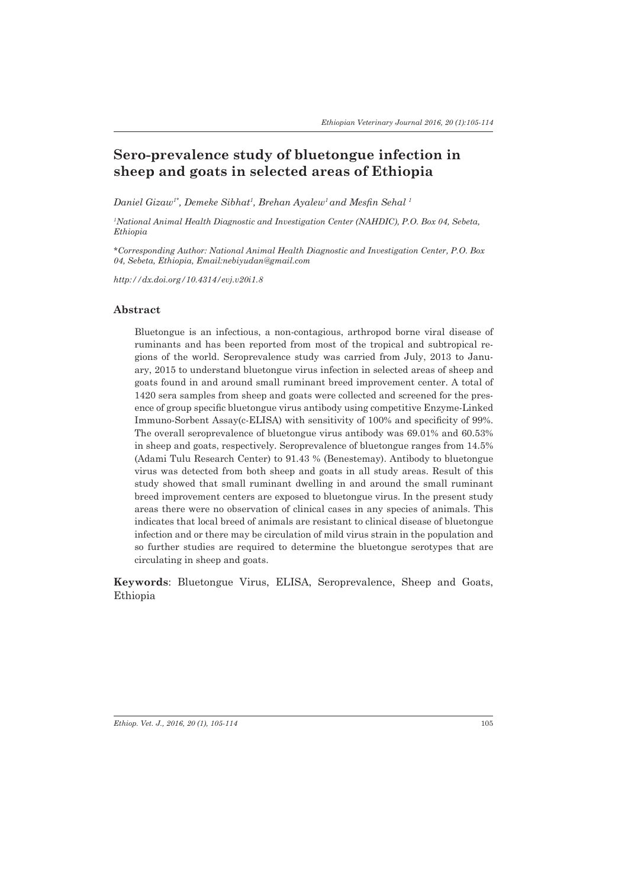# Sero-prevalence study of bluetongue infection in sheep and goats in selected areas of Ethiopia

*Daniel Gizaw[1*], Demeke Sibhat[1], Brehan Ayalew[1] and Mesfin Sehal [1]*

*[1]National Animal Health Diagnostic and Investigation Center (NAHDIC), P.O. Box 04, Sebeta, Ethiopia*

*\*Corresponding Author: National Animal Health Diagnostic and Investigation Center, P.O. Box 04, Sebeta, Ethiopia, Email:nebiyudan@gmail.com*

*http://dx.doi.org/10.4314/evj.v20i1.8*

## Abstract

Bluetongue is an infectious, a non-contagious, arthropod borne viral disease of ruminants and has been reported from most of the tropical and subtropical regions of the world. Seroprevalence study was carried from July, 2013 to January, 2015 to understand bluetongue virus infection in selected areas of sheep and goats found in and around small ruminant breed improvement center. A total of 1420 sera samples from sheep and goats were collected and screened for the presence of group specific bluetongue virus antibody using competitive Enzyme-Linked Immuno-Sorbent Assay(c-ELISA) with sensitivity of 100% and specificity of 99%. The overall seroprevalence of bluetongue virus antibody was 69.01% and 60.53% in sheep and goats, respectively. Seroprevalence of bluetongue ranges from 14.5% (Adami Tulu Research Center) to 91.43 % (Benestemay). Antibody to bluetongue virus was detected from both sheep and goats in all study areas. Result of this study showed that small ruminant dwelling in and around the small ruminant breed improvement centers are exposed to bluetongue virus. In the present study areas there were no observation of clinical cases in any species of animals. This indicates that local breed of animals are resistant to clinical disease of bluetongue infection and or there may be circulation of mild virus strain in the population and so further studies are required to determine the bluetongue serotypes that are circulating in sheep and goats.

**Keywords**: Bluetongue Virus, ELISA, Seroprevalence, Sheep and Goats, Ethiopia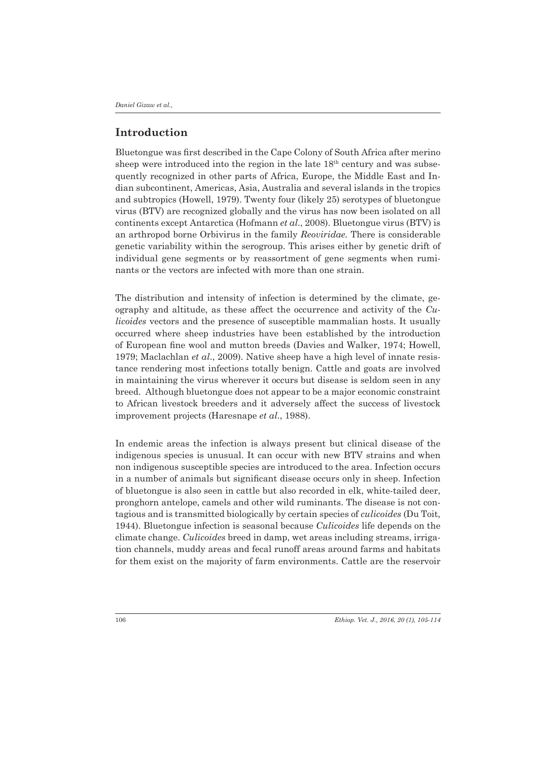## Introduction

Bluetongue was first described in the Cape Colony of South Africa after merino sheep were introduced into the region in the late 18th century and was subsequently recognized in other parts of Africa, Europe, the Middle East and Indian subcontinent, Americas, Asia, Australia and several islands in the tropics and subtropics (Howell, 1979). Twenty four (likely 25) serotypes of bluetongue virus (BTV) are recognized globally and the virus has now been isolated on all continents except Antarctica (Hofmann *et al*., 2008). Bluetongue virus (BTV) is an arthropod borne Orbivirus in the family *Reoviridae*. There is considerable genetic variability within the serogroup. This arises either by genetic drift of individual gene segments or by reassortment of gene segments when ruminants or the vectors are infected with more than one strain.

The distribution and intensity of infection is determined by the climate, geography and altitude, as these affect the occurrence and activity of the *Culicoides* vectors and the presence of susceptible mammalian hosts. It usually occurred where sheep industries have been established by the introduction of European fine wool and mutton breeds (Davies and Walker, 1974; Howell, 1979; Maclachlan *et al*., 2009). Native sheep have a high level of innate resistance rendering most infections totally benign. Cattle and goats are involved in maintaining the virus wherever it occurs but disease is seldom seen in any breed. Although bluetongue does not appear to be a major economic constraint to African livestock breeders and it adversely affect the success of livestock improvement projects (Haresnape *et al*., 1988).

In endemic areas the infection is always present but clinical disease of the indigenous species is unusual. It can occur with new BTV strains and when non indigenous susceptible species are introduced to the area. Infection occurs in a number of animals but significant disease occurs only in sheep. Infection of bluetongue is also seen in cattle but also recorded in elk, white-tailed deer, pronghorn antelope, camels and other wild ruminants. The disease is not contagious and is transmitted biologically by certain species of *culicoides* (Du Toit, 1944). Bluetongue infection is seasonal because *Culicoides* life depends on the climate change. *Culicoides* breed in damp, wet areas including streams, irrigation channels, muddy areas and fecal runoff areas around farms and habitats for them exist on the majority of farm environments. Cattle are the reservoir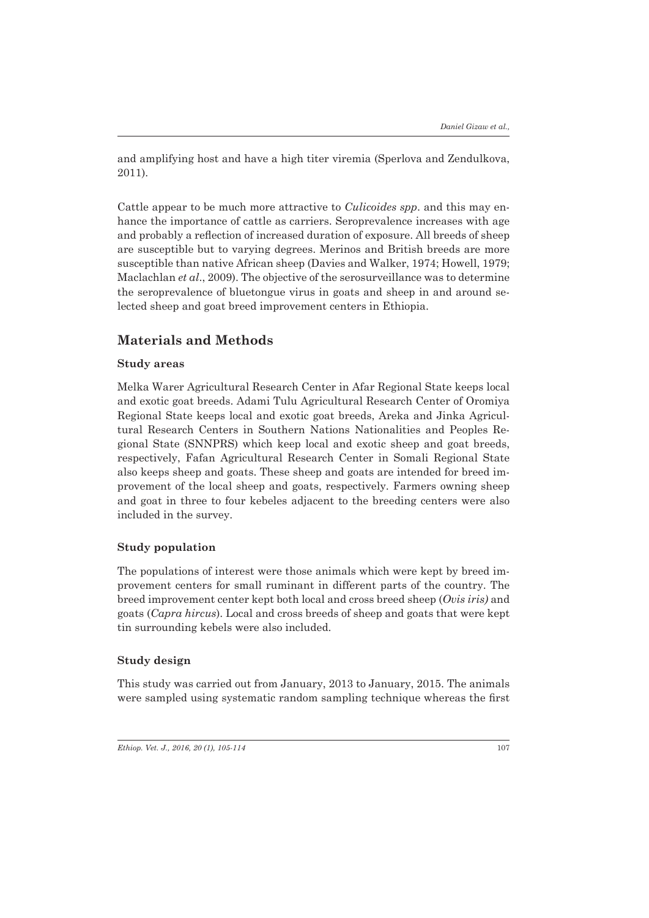and amplifying host and have a high titer viremia (Sperlova and Zendulkova, 2011).

Cattle appear to be much more attractive to *Culicoides spp*. and this may enhance the importance of cattle as carriers. Seroprevalence increases with age and probably a reflection of increased duration of exposure. All breeds of sheep are susceptible but to varying degrees. Merinos and British breeds are more susceptible than native African sheep (Davies and Walker, 1974; Howell, 1979; Maclachlan *et al*., 2009). The objective of the serosurveillance was to determine the seroprevalence of bluetongue virus in goats and sheep in and around selected sheep and goat breed improvement centers in Ethiopia.

## Materials and Methods

### Study areas

Melka Warer Agricultural Research Center in Afar Regional State keeps local and exotic goat breeds. Adami Tulu Agricultural Research Center of Oromiya Regional State keeps local and exotic goat breeds, Areka and Jinka Agricultural Research Centers in Southern Nations Nationalities and Peoples Regional State (SNNPRS) which keep local and exotic sheep and goat breeds, respectively, Fafan Agricultural Research Center in Somali Regional State also keeps sheep and goats. These sheep and goats are intended for breed improvement of the local sheep and goats, respectively. Farmers owning sheep and goat in three to four kebeles adjacent to the breeding centers were also included in the survey.

### Study population

The populations of interest were those animals which were kept by breed improvement centers for small ruminant in different parts of the country. The breed improvement center kept both local and cross breed sheep (*Ovis iris)* and goats (*Capra hircus*). Local and cross breeds of sheep and goats that were kept tin surrounding kebels were also included.

### Study design

This study was carried out from January, 2013 to January, 2015. The animals were sampled using systematic random sampling technique whereas the first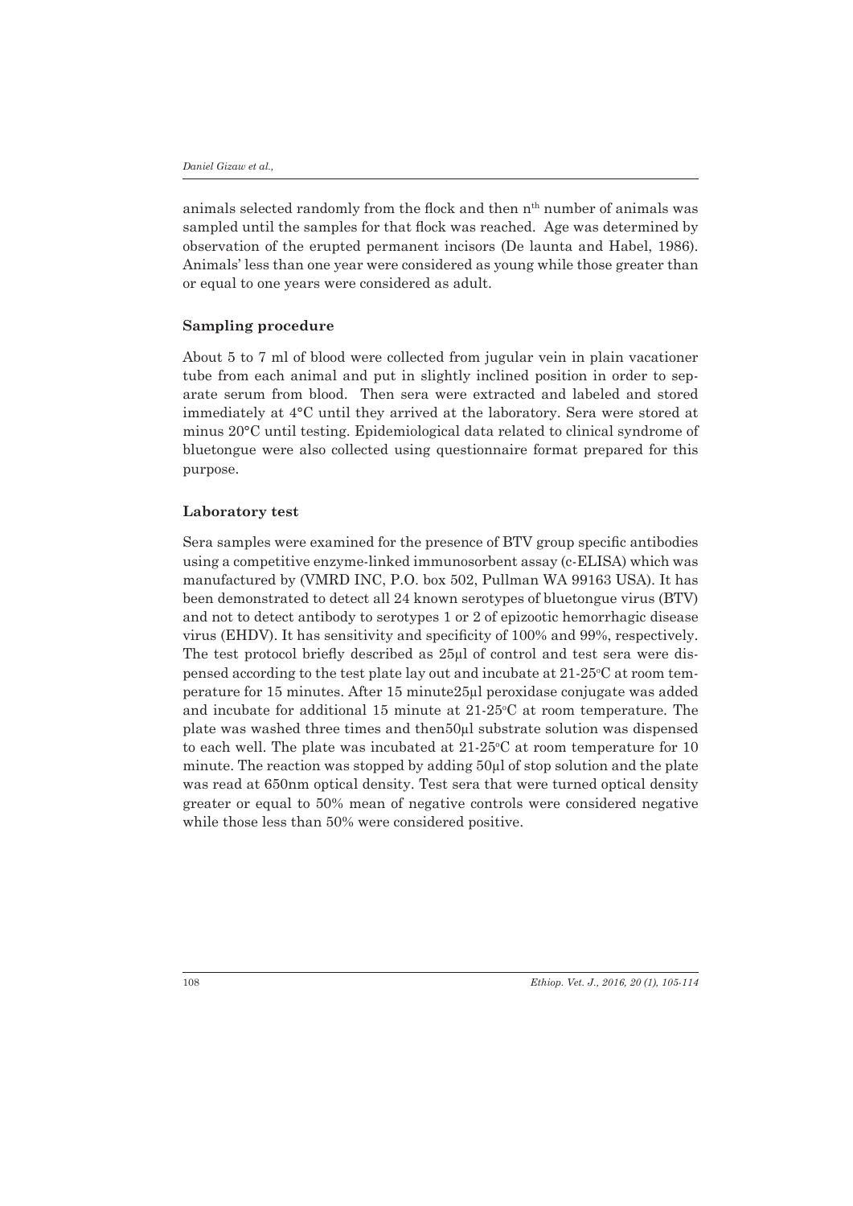animals selected randomly from the flock and then $n^{th}$ number of animals was sampled until the samples for that flock was reached. Age was determined by observation of the erupted permanent incisors (De launta and Habel, 1986). Animals' less than one year were considered as young while those greater than or equal to one years were considered as adult.

### Sampling procedure

About 5 to 7 ml of blood were collected from jugular vein in plain vacationer tube from each animal and put in slightly inclined position in order to separate serum from blood. Then sera were extracted and labeled and stored immediately at 4°C until they arrived at the laboratory. Sera were stored at minus 20°C until testing. Epidemiological data related to clinical syndrome of bluetongue were also collected using questionnaire format prepared for this purpose.

### Laboratory test

Sera samples were examined for the presence of BTV group specific antibodies using a competitive enzyme-linked immunosorbent assay (c-ELISA) which was manufactured by (VMRD INC, P.O. box 502, Pullman WA 99163 USA). It has been demonstrated to detect all 24 known serotypes of bluetongue virus (BTV) and not to detect antibody to serotypes 1 or 2 of epizootic hemorrhagic disease virus (EHDV). It has sensitivity and specificity of 100% and 99%, respectively. The test protocol briefly described as 25µl of control and test sera were dispensed according to the test plate lay out and incubate at 21-25°C at room temperature for 15 minutes. After 15 minute25µl peroxidase conjugate was added and incubate for additional 15 minute at 21-25°C at room temperature. The plate was washed three times and then50µl substrate solution was dispensed to each well. The plate was incubated at 21-25°C at room temperature for 10 minute. The reaction was stopped by adding 50µl of stop solution and the plate was read at 650nm optical density. Test sera that were turned optical density greater or equal to 50% mean of negative controls were considered negative while those less than 50% were considered positive.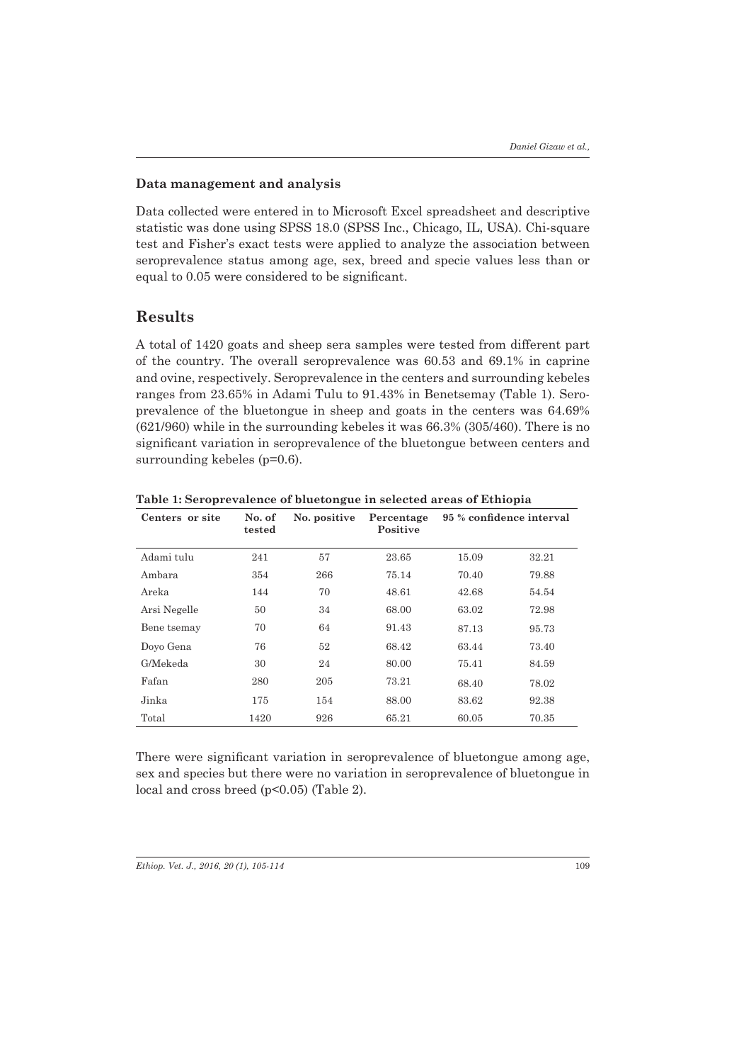### Data management and analysis

Data collected were entered in to Microsoft Excel spreadsheet and descriptive statistic was done using SPSS 18.0 (SPSS Inc., Chicago, IL, USA). Chi-square test and Fisher's exact tests were applied to analyze the association between seroprevalence status among age, sex, breed and specie values less than or equal to 0.05 were considered to be significant.

## Results

A total of 1420 goats and sheep sera samples were tested from different part of the country. The overall seroprevalence was 60.53 and 69.1% in caprine and ovine, respectively. Seroprevalence in the centers and surrounding kebeles ranges from 23.65% in Adami Tulu to 91.43% in Benetsemay (Table 1). Seroprevalence of the bluetongue in sheep and goats in the centers was 64.69% (621/960) while in the surrounding kebeles it was 66.3% (305/460). There is no significant variation in seroprevalence of the bluetongue between centers and surrounding kebeles (p=0.6).

**Table 1: Seroprevalence of bluetongue in selected areas of Ethiopia**

| Centers or site | No. of tested | No. positive | Percentage Positive | 95 % confidence interval | |
|---|---|---|---|---|---|
| Adami tulu | 241 | 57 | 23.65 | 15.09 | 32.21 |
| Ambara | 354 | 266 | 75.14 | 70.40 | 79.88 |
| Areka | 144 | 70 | 48.61 | 42.68 | 54.54 |
| Arsi Negelle | 50 | 34 | 68.00 | 63.02 | 72.98 |
| Bene tsemay | 70 | 64 | 91.43 | 87.13 | 95.73 |
| Doyo Gena | 76 | 52 | 68.42 | 63.44 | 73.40 |
| G/Mekeda | 30 | 24 | 80.00 | 75.41 | 84.59 |
| Fafan | 280 | 205 | 73.21 | 68.40 | 78.02 |
| Jinka | 175 | 154 | 88.00 | 83.62 | 92.38 |
| Total | 1420 | 926 | 65.21 | 60.05 | 70.35 |

There were significant variation in seroprevalence of bluetongue among age, sex and species but there were no variation in seroprevalence of bluetongue in local and cross breed ($p<0.05$) (Table 2).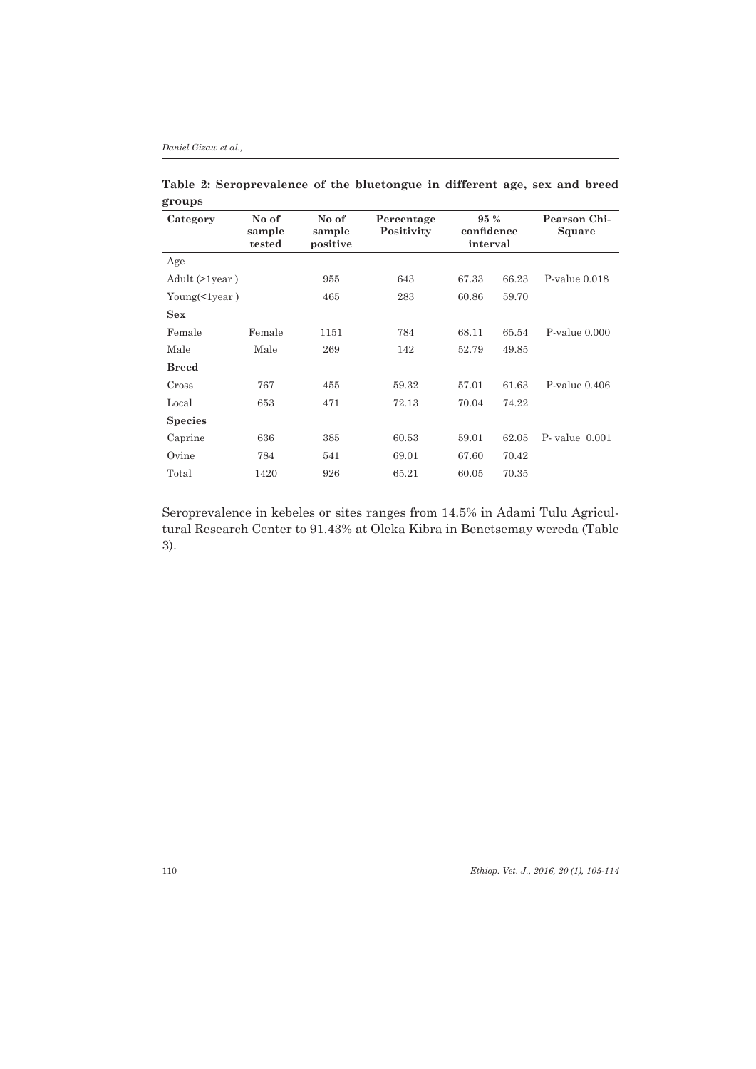**Table 2: Seroprevalence of the bluetongue in different age, sex and breed groups**

| Category | No of sample tested | No of sample positive | Percentage Positivity | 95 % confidence interval | | Pearson Chi-Square |
|---|---|---|---|---|---|---|
| Age | | | | | | |
| Adult (≥1year ) | | 955 | 643 | 67.33 | 66.23 | P-value 0.018 |
| Young(<1year ) | | 465 | 283 | 60.86 | 59.70 | |
| **Sex** | | | | | | |
| Female | Female | 1151 | 784 | 68.11 | 65.54 | P-value 0.000 |
| Male | Male | 269 | 142 | 52.79 | 49.85 | |
| **Breed** | | | | | | |
| Cross | 767 | 455 | 59.32 | 57.01 | 61.63 | P-value 0.406 |
| Local | 653 | 471 | 72.13 | 70.04 | 74.22 | |
| **Species** | | | | | | |
| Caprine | 636 | 385 | 60.53 | 59.01 | 62.05 | P- value 0.001 |
| Ovine | 784 | 541 | 69.01 | 67.60 | 70.42 | |
| Total | 1420 | 926 | 65.21 | 60.05 | 70.35 | |

Seroprevalence in kebeles or sites ranges from 14.5% in Adami Tulu Agricultural Research Center to 91.43% at Oleka Kibra in Benetsemay wereda (Table 3).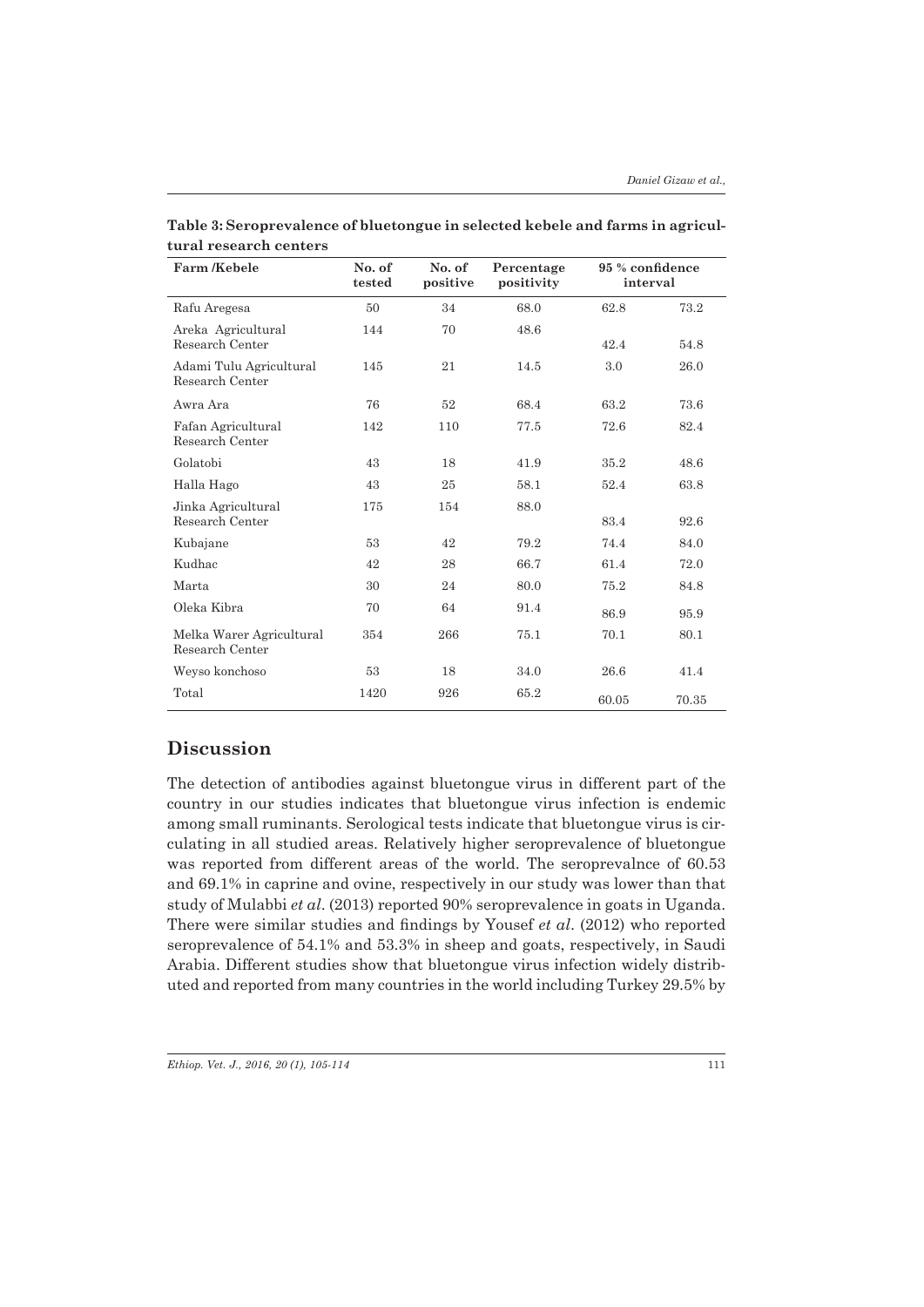**Table 3: Seroprevalence of bluetongue in selected kebele and farms in agricultural research centers**

| Farm /Kebele | No. of tested | No. of positive | Percentage positivity | 95 % confidence interval | |
|---|---|---|---|---|---|
| Rafu Aregesa | 50 | 34 | 68.0 | 62.8 | 73.2 |
| Areka Agricultural Research Center | 144 | 70 | 48.6 | 42.4 | 54.8 |
| Adami Tulu Agricultural Research Center | 145 | 21 | 14.5 | 3.0 | 26.0 |
| Awra Ara | 76 | 52 | 68.4 | 63.2 | 73.6 |
| Fafan Agricultural Research Center | 142 | 110 | 77.5 | 72.6 | 82.4 |
| Golatobi | 43 | 18 | 41.9 | 35.2 | 48.6 |
| Halla Hago | 43 | 25 | 58.1 | 52.4 | 63.8 |
| Jinka Agricultural Research Center | 175 | 154 | 88.0 | 83.4 | 92.6 |
| Kubajane | 53 | 42 | 79.2 | 74.4 | 84.0 |
| Kudhac | 42 | 28 | 66.7 | 61.4 | 72.0 |
| Marta | 30 | 24 | 80.0 | 75.2 | 84.8 |
| Oleka Kibra | 70 | 64 | 91.4 | 86.9 | 95.9 |
| Melka Warer Agricultural Research Center | 354 | 266 | 75.1 | 70.1 | 80.1 |
| Weyso konchoso | 53 | 18 | 34.0 | 26.6 | 41.4 |
| Total | 1420 | 926 | 65.2 | 60.05 | 70.35 |

## Discussion

The detection of antibodies against bluetongue virus in different part of the country in our studies indicates that bluetongue virus infection is endemic among small ruminants. Serological tests indicate that bluetongue virus is circulating in all studied areas. Relatively higher seroprevalence of bluetongue was reported from different areas of the world. The seroprevalnce of 60.53 and 69.1% in caprine and ovine, respectively in our study was lower than that study of Mulabbi *et al*. (2013) reported 90% seroprevalence in goats in Uganda. There were similar studies and findings by Yousef *et al*. (2012) who reported seroprevalence of 54.1% and 53.3% in sheep and goats, respectively, in Saudi Arabia. Different studies show that bluetongue virus infection widely distributed and reported from many countries in the world including Turkey 29.5% by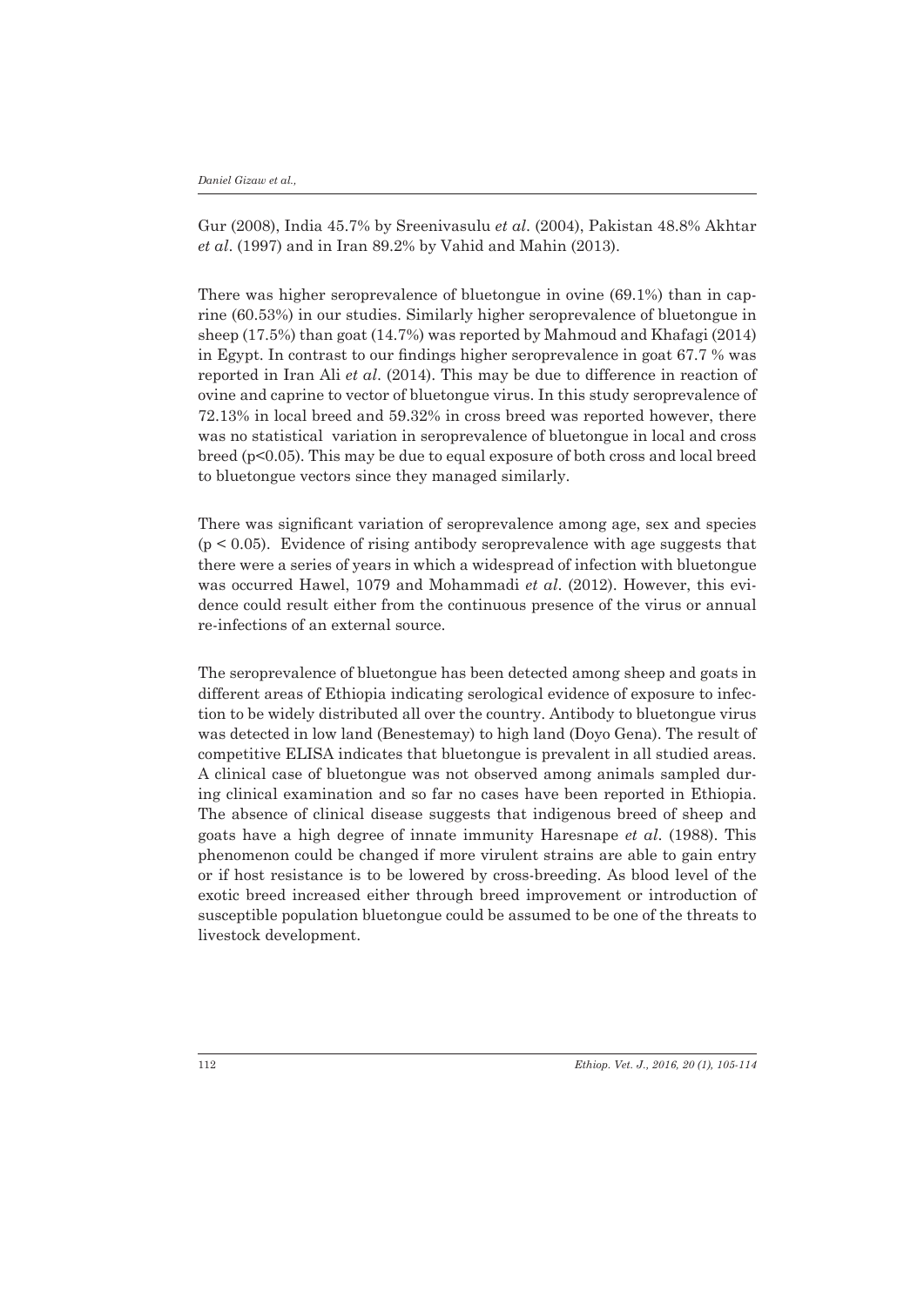Gur (2008), India 45.7% by Sreenivasulu *et al.* (2004), Pakistan 48.8% Akhtar *et al.* (1997) and in Iran 89.2% by Vahid and Mahin (2013).

There was higher seroprevalence of bluetongue in ovine (69.1%) than in caprine (60.53%) in our studies. Similarly higher seroprevalence of bluetongue in sheep (17.5%) than goat (14.7%) was reported by Mahmoud and Khafagi (2014) in Egypt. In contrast to our findings higher seroprevalence in goat 67.7 % was reported in Iran Ali *et al.* (2014). This may be due to difference in reaction of ovine and caprine to vector of bluetongue virus. In this study seroprevalence of 72.13% in local breed and 59.32% in cross breed was reported however, there was no statistical variation in seroprevalence of bluetongue in local and cross breed ($p<0.05$). This may be due to equal exposure of both cross and local breed to bluetongue vectors since they managed similarly.

There was significant variation of seroprevalence among age, sex and species ($p < 0.05$). Evidence of rising antibody seroprevalence with age suggests that there were a series of years in which a widespread of infection with bluetongue was occurred Hawel, 1079 and Mohammadi *et al.* (2012). However, this evidence could result either from the continuous presence of the virus or annual re-infections of an external source.

The seroprevalence of bluetongue has been detected among sheep and goats in different areas of Ethiopia indicating serological evidence of exposure to infection to be widely distributed all over the country. Antibody to bluetongue virus was detected in low land (Benestemay) to high land (Doyo Gena). The result of competitive ELISA indicates that bluetongue is prevalent in all studied areas. A clinical case of bluetongue was not observed among animals sampled during clinical examination and so far no cases have been reported in Ethiopia. The absence of clinical disease suggests that indigenous breed of sheep and goats have a high degree of innate immunity Haresnape *et al.* (1988). This phenomenon could be changed if more virulent strains are able to gain entry or if host resistance is to be lowered by cross-breeding. As blood level of the exotic breed increased either through breed improvement or introduction of susceptible population bluetongue could be assumed to be one of the threats to livestock development.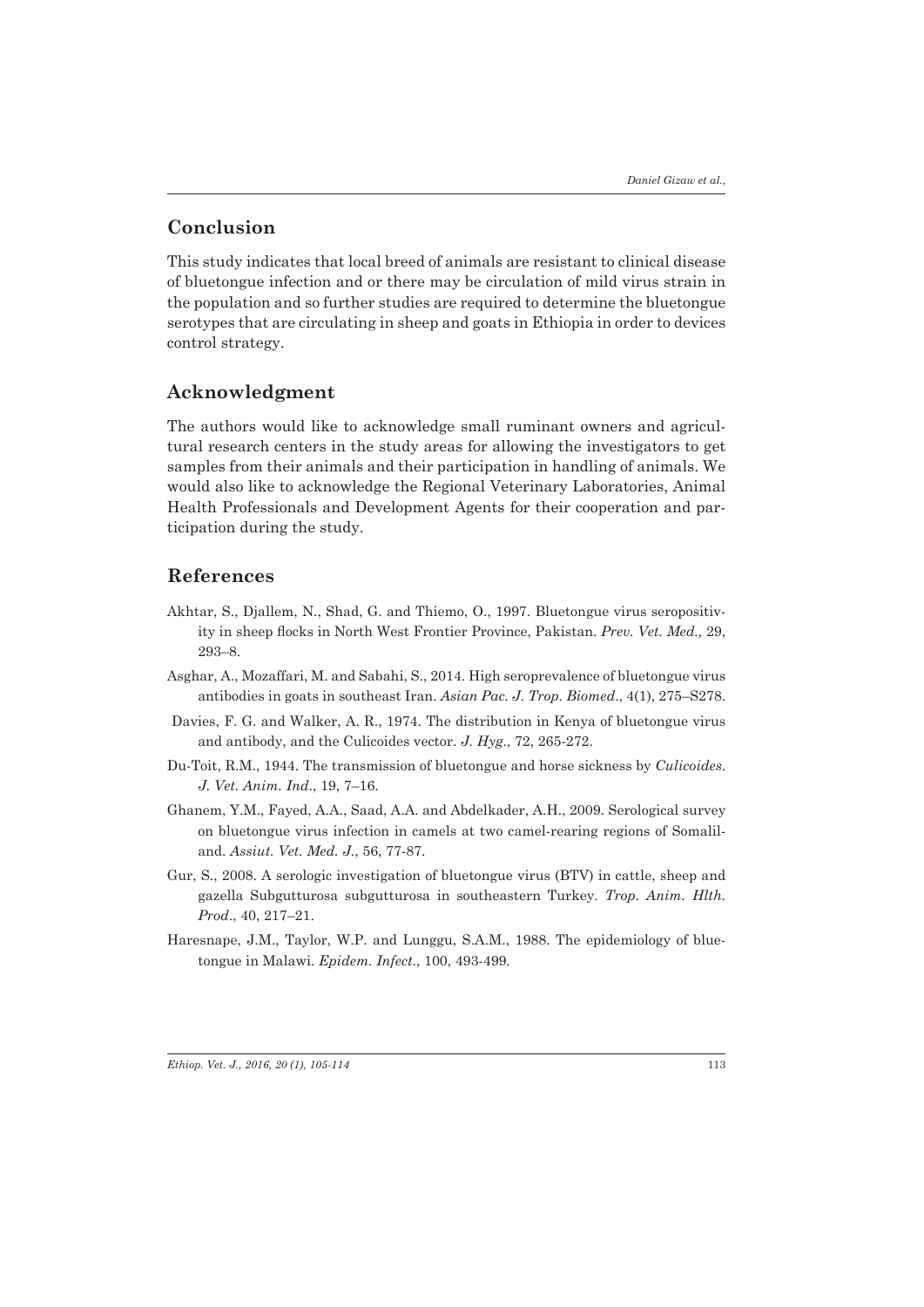## Conclusion

This study indicates that local breed of animals are resistant to clinical disease of bluetongue infection and or there may be circulation of mild virus strain in the population and so further studies are required to determine the bluetongue serotypes that are circulating in sheep and goats in Ethiopia in order to devices control strategy.

## Acknowledgment

The authors would like to acknowledge small ruminant owners and agricultural research centers in the study areas for allowing the investigators to get samples from their animals and their participation in handling of animals. We would also like to acknowledge the Regional Veterinary Laboratories, Animal Health Professionals and Development Agents for their cooperation and participation during the study.

## References

Akhtar, S., Djallem, N., Shad, G. and Thiemo, O., 1997. Bluetongue virus seropositivity in sheep flocks in North West Frontier Province, Pakistan. *Prev. Vet. Med.,* 29, 293–8.

Asghar, A., Mozaffari, M. and Sabahi, S., 2014. High seroprevalence of bluetongue virus antibodies in goats in southeast Iran. *Asian Pac. J. Trop. Biomed*., 4(1), 275–S278.

Davies, F. G. and Walker, A. R., 1974. The distribution in Kenya of bluetongue virus and antibody, and the Culicoides vector. *J. Hyg*., 72, 265-272.

Du-Toit, R.M., 1944. The transmission of bluetongue and horse sickness by *Culicoides*. *J. Vet. Anim. Ind*., 19, 7–16.

Ghanem, Y.M., Fayed, A.A., Saad, A.A. and Abdelkader, A.H., 2009. Serological survey on bluetongue virus infection in camels at two camel-rearing regions of Somaliland. *Assiut. Vet. Med. J*., 56, 77-87.

Gur, S., 2008. A serologic investigation of bluetongue virus (BTV) in cattle, sheep and gazella Subgutturosa subgutturosa in southeastern Turkey. *Trop. Anim. Hlth. Prod*., 40, 217–21.

Haresnape, J.M., Taylor, W.P. and Lunggu, S.A.M., 1988. The epidemiology of bluetongue in Malawi. *Epidem. Infect*., 100, 493-499.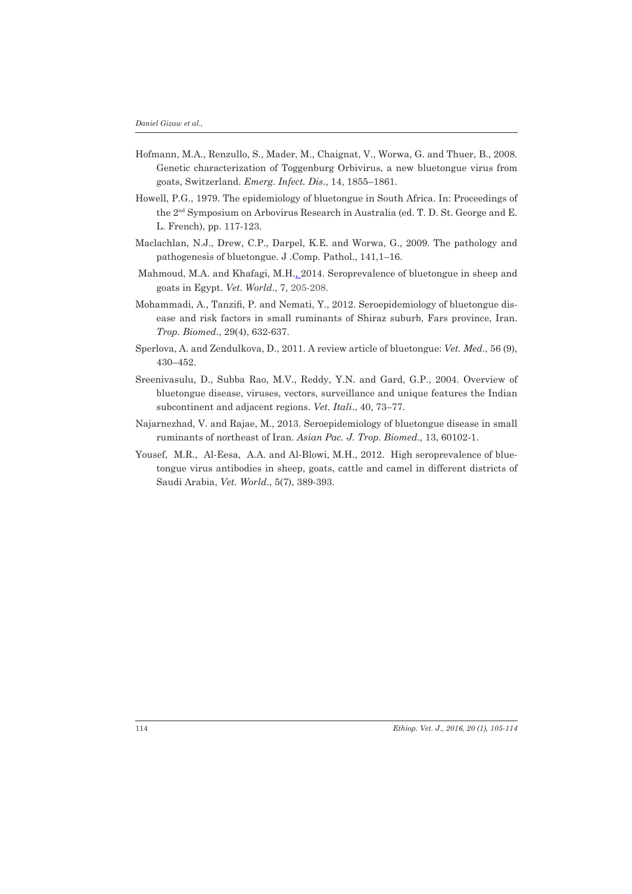Hofmann, M.A., Renzullo, S., Mader, M., Chaignat, V., Worwa, G. and Thuer, B., 2008. Genetic characterization of Toggenburg Orbivirus, a new bluetongue virus from goats, Switzerland. *Emerg. Infect. Dis*., 14, 1855–1861.

Howell, P.G., 1979. The epidemiology of bluetongue in South Africa. In: Proceedings of the 2[nd] Symposium on Arbovirus Research in Australia (ed. T. D. St. George and E. L. French), pp. 117-123.

Maclachlan, N.J., Drew, C.P., Darpel, K.E. and Worwa, G., 2009. The pathology and pathogenesis of bluetongue. J .Comp. Pathol., 141,1–16.

Mahmoud, M.A. and Khafagi, M.H., 2014. Seroprevalence of bluetongue in sheep and goats in Egypt. *Vet. World*., 7, 205-208.

Mohammadi, A., Tanzifi, P. and Nemati, Y., 2012. Seroepidemiology of bluetongue disease and risk factors in small ruminants of Shiraz suburb, Fars province, Iran. *Trop. Biomed*., 29(4), 632-637.

Sperlova, A. and Zendulkova, D., 2011. A review article of bluetongue: *Vet. Med*., 56 (9), 430–452.

Sreenivasulu, D., Subba Rao, M.V., Reddy, Y.N. and Gard, G.P., 2004. Overview of bluetongue disease, viruses, vectors, surveillance and unique features the Indian subcontinent and adjacent regions. *Vet. Itali*., 40, 73–77.

Najarnezhad, V. and Rajae, M., 2013. Seroepidemiology of bluetongue disease in small ruminants of northeast of Iran. *Asian Pac. J. Trop. Biomed.,* 13, 60102-1.

Yousef, M.R., Al-Eesa, A.A. and Al-Blowi, M.H., 2012. High seroprevalence of bluetongue virus antibodies in sheep, goats, cattle and camel in different districts of Saudi Arabia, *Vet. World*., 5(7), 389-393.